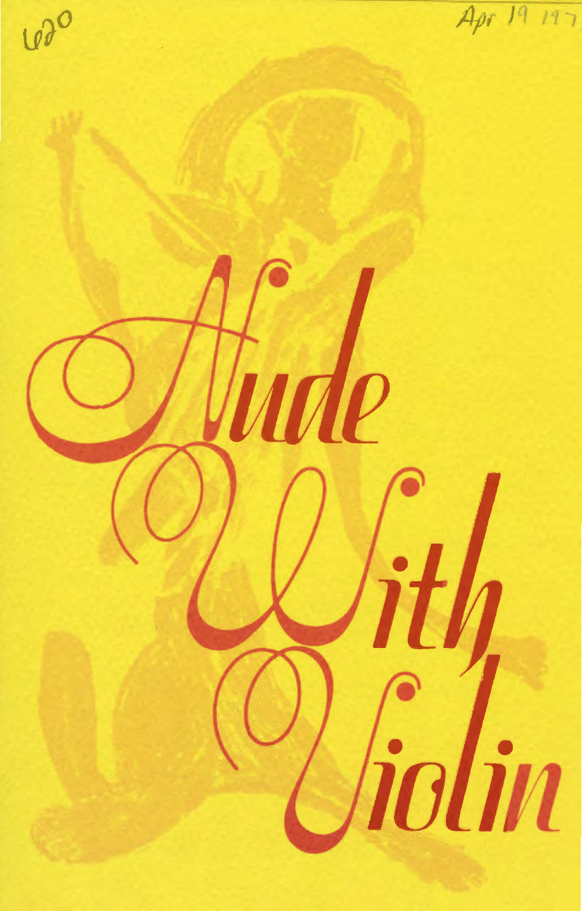620

Apr 19 197

# Nude With Violin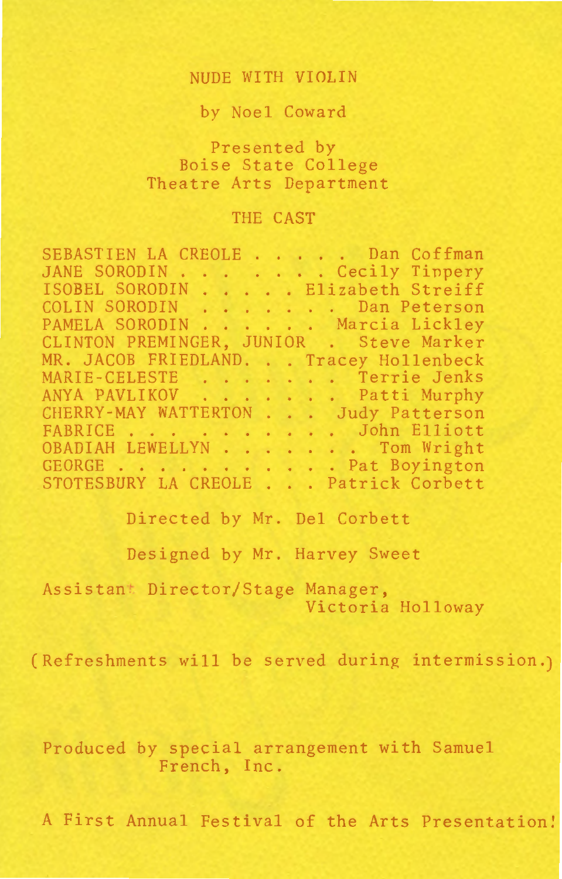# NUDE WITH VIOLIN

by Noel Coward

Presented by
Boise State College
Theatre Arts Department

## THE CAST

SEBASTIEN LA CREOLE . . . . . Dan Coffman
JANE SORODIN . . . . . . . . Cecily Tippery
ISOBEL SORODIN . . . . . Elizabeth Streiff
COLIN SORODIN . . . . . . . . Dan Peterson
PAMELA SORODIN . . . . . . . Marcia Lickley
CLINTON PREMINGER, JUNIOR . Steve Marker
MR. JACOB FRIEDLAND. . . Tracey Hollenbeck
MARIE-CELESTE . . . . . . . . Terrie Jenks
ANYA PAVLIKOV . . . . . . . . Patti Murphy
CHERRY-MAY WATTERTON . . . Judy Patterson
FABRICE . . . . . . . . . . . John Elliott
OBADIAH LEWELLYN . . . . . . . . Tom Wright
GEORGE . . . . . . . . . . . Pat Boyington
STOTESBURY LA CREOLE . . . Patrick Corbett

Directed by Mr. Del Corbett

Designed by Mr. Harvey Sweet

Assistant Director/Stage Manager,
Victoria Holloway

(Refreshments will be served during intermission.)

Produced by special arrangement with Samuel French, Inc.

A First Annual Festival of the Arts Presentation!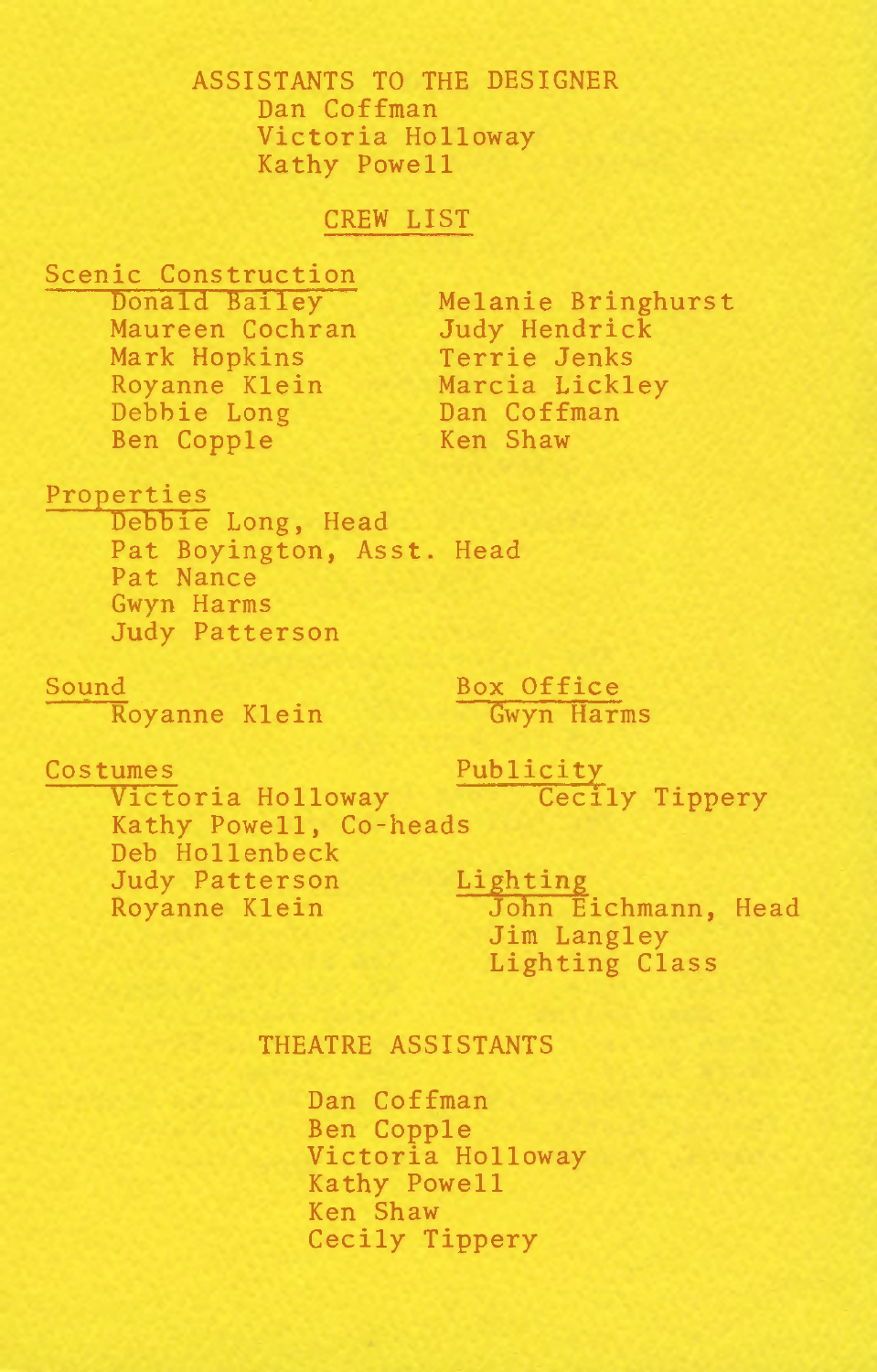## ASSISTANTS TO THE DESIGNER

Dan Coffman
Victoria Holloway
Kathy Powell

## CREW LIST

### Scenic Construction

Donald Bailey
Maureen Cochran
Mark Hopkins
Royanne Klein
Debbie Long
Ben Copple
Melanie Bringhurst
Judy Hendrick
Terrie Jenks
Marcia Lickley
Dan Coffman
Ken Shaw

### Properties

Debbie Long, Head
Pat Boyington, Asst. Head
Pat Nance
Gwyn Harms
Judy Patterson

### Sound

Royanne Klein

### Costumes

Victoria Holloway
Kathy Powell, Co-heads
Deb Hollenbeck
Judy Patterson
Royanne Klein

### Box Office

Gwyn Harms

### Publicity

Cecily Tippery

### Lighting

John Eichmann, Head
Jim Langley
Lighting Class

## THEATRE ASSISTANTS

Dan Coffman
Ben Copple
Victoria Holloway
Kathy Powell
Ken Shaw
Cecily Tippery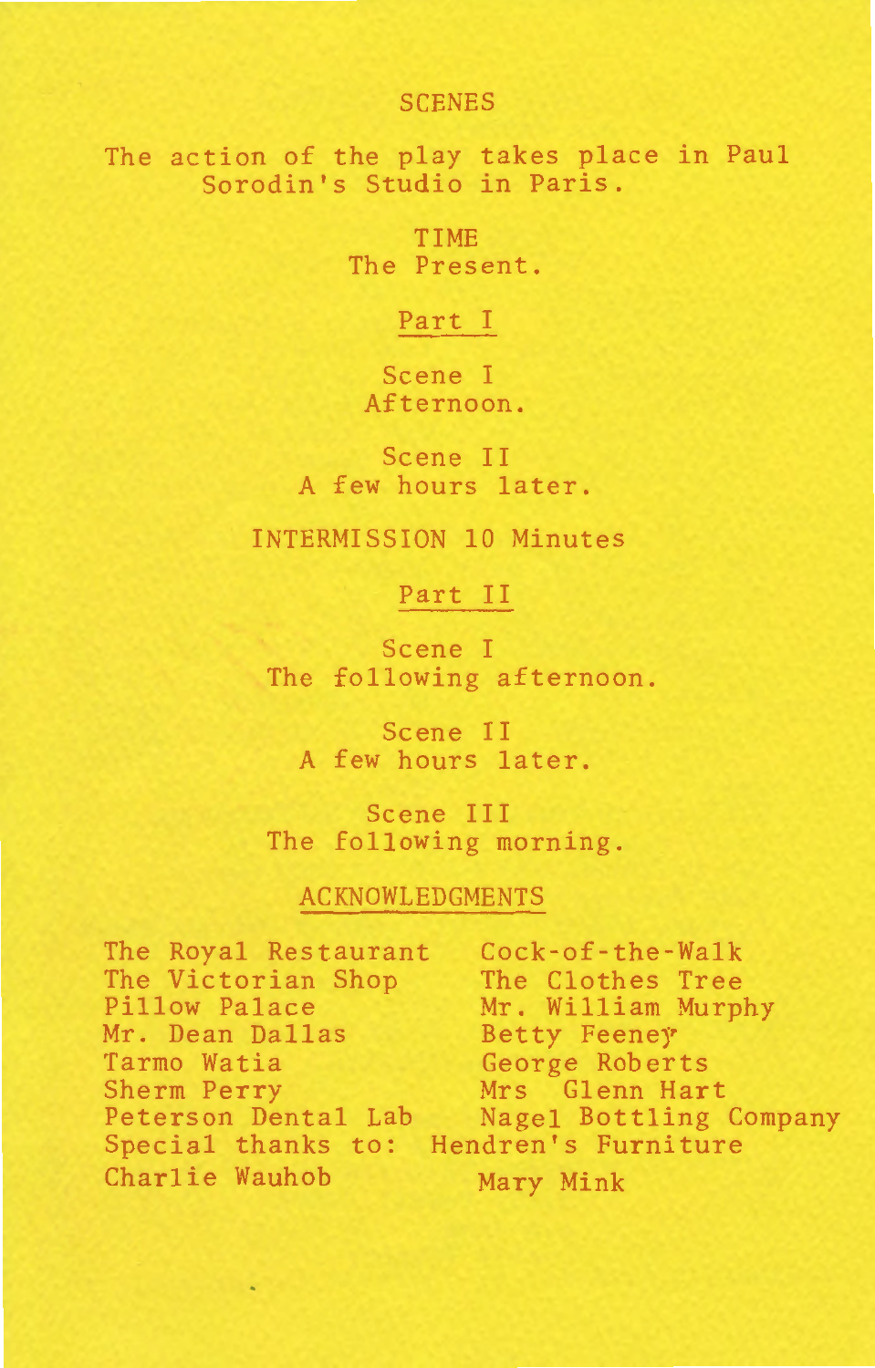## SCENES

The action of the play takes place in Paul Sorodin's Studio in Paris.

TIME
The Present.

### Part I

Scene I
Afternoon.

Scene II
A few hours later.

INTERMISSION 10 Minutes

### Part II

Scene I
The following afternoon.

Scene II
A few hours later.

Scene III
The following morning.

## ACKNOWLEDGMENTS

The Royal Restaurant
The Victorian Shop
Pillow Palace
Mr. Dean Dallas
Tarmo Watia
Sherm Perry
Peterson Dental Lab
Cock-of-the-Walk
The Clothes Tree
Mr. William Murphy
Betty Feeney
George Roberts
Mrs Glenn Hart
Nagel Bottling Company
Hendren's Furniture

Special thanks to:
Charlie Wauhob
Mary Mink